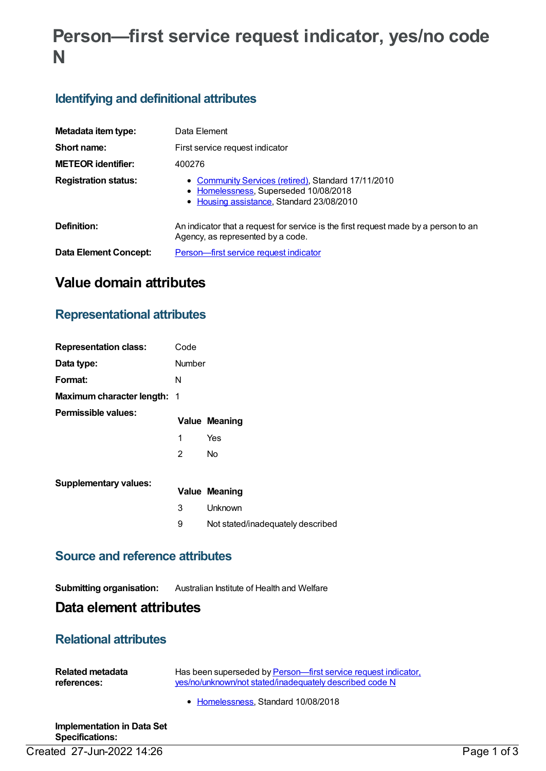# Person—first service request indicator, yes/no code N

## Identifying and definitional attributes

| | |
|---|---|
| **Metadata item type:** | Data Element |
| **Short name:** | First service request indicator |
| **METEOR identifier:** | 400276 |
| **Registration status:** | • Community Services (retired), Standard 17/11/2010<br>• Homelessness, Superseded 10/08/2018<br>• Housing assistance, Standard 23/08/2010 |
| **Definition:** | An indicator that a request for service is the first request made by a person to an Agency, as represented by a code. |
| **Data Element Concept:** | Person—first service request indicator |

# Value domain attributes

## Representational attributes

| | |
|---|---|
| **Representation class:** | Code |
| **Data type:** | Number |
| **Format:** | N |
| **Maximum character length:** | 1 |

**Permissible values:**

| Value | Meaning |
|---|---|
| 1 | Yes |
| 2 | No |

**Supplementary values:**

| Value | Meaning |
|---|---|
| 3 | Unknown |
| 9 | Not stated/inadequately described |

## Source and reference attributes

**Submitting organisation:** Australian Institute of Health and Welfare

# Data element attributes

## Relational attributes

**Related metadata references:** Has been superseded by Person—first service request indicator, yes/no/unknown/not stated/inadequately described code N

- Homelessness, Standard 10/08/2018

**Implementation in Data Set Specifications:**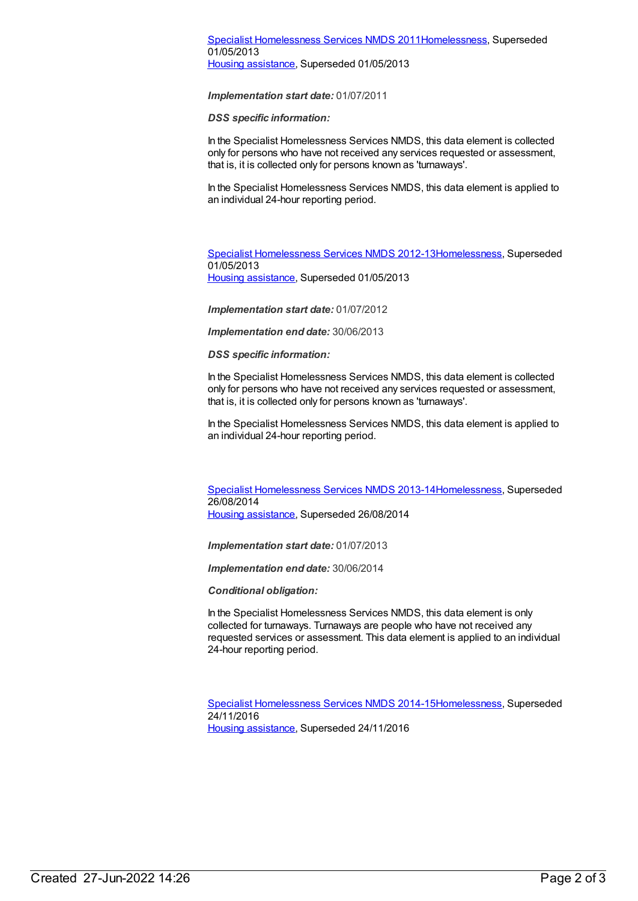Specialist Homelessness Services NMDS 2011Homelessness, Superseded 01/05/2013
Housing assistance, Superseded 01/05/2013

***Implementation start date:*** 01/07/2011

***DSS specific information:***

In the Specialist Homelessness Services NMDS, this data element is collected only for persons who have not received any services requested or assessment, that is, it is collected only for persons known as 'turnaways'.

In the Specialist Homelessness Services NMDS, this data element is applied to an individual 24-hour reporting period.

Specialist Homelessness Services NMDS 2012-13Homelessness, Superseded 01/05/2013
Housing assistance, Superseded 01/05/2013

***Implementation start date:*** 01/07/2012

***Implementation end date:*** 30/06/2013

***DSS specific information:***

In the Specialist Homelessness Services NMDS, this data element is collected only for persons who have not received any services requested or assessment, that is, it is collected only for persons known as 'turnaways'.

In the Specialist Homelessness Services NMDS, this data element is applied to an individual 24-hour reporting period.

Specialist Homelessness Services NMDS 2013-14Homelessness, Superseded 26/08/2014
Housing assistance, Superseded 26/08/2014

***Implementation start date:*** 01/07/2013

***Implementation end date:*** 30/06/2014

***Conditional obligation:***

In the Specialist Homelessness Services NMDS, this data element is only collected for turnaways. Turnaways are people who have not received any requested services or assessment. This data element is applied to an individual 24-hour reporting period.

Specialist Homelessness Services NMDS 2014-15Homelessness, Superseded 24/11/2016
Housing assistance, Superseded 24/11/2016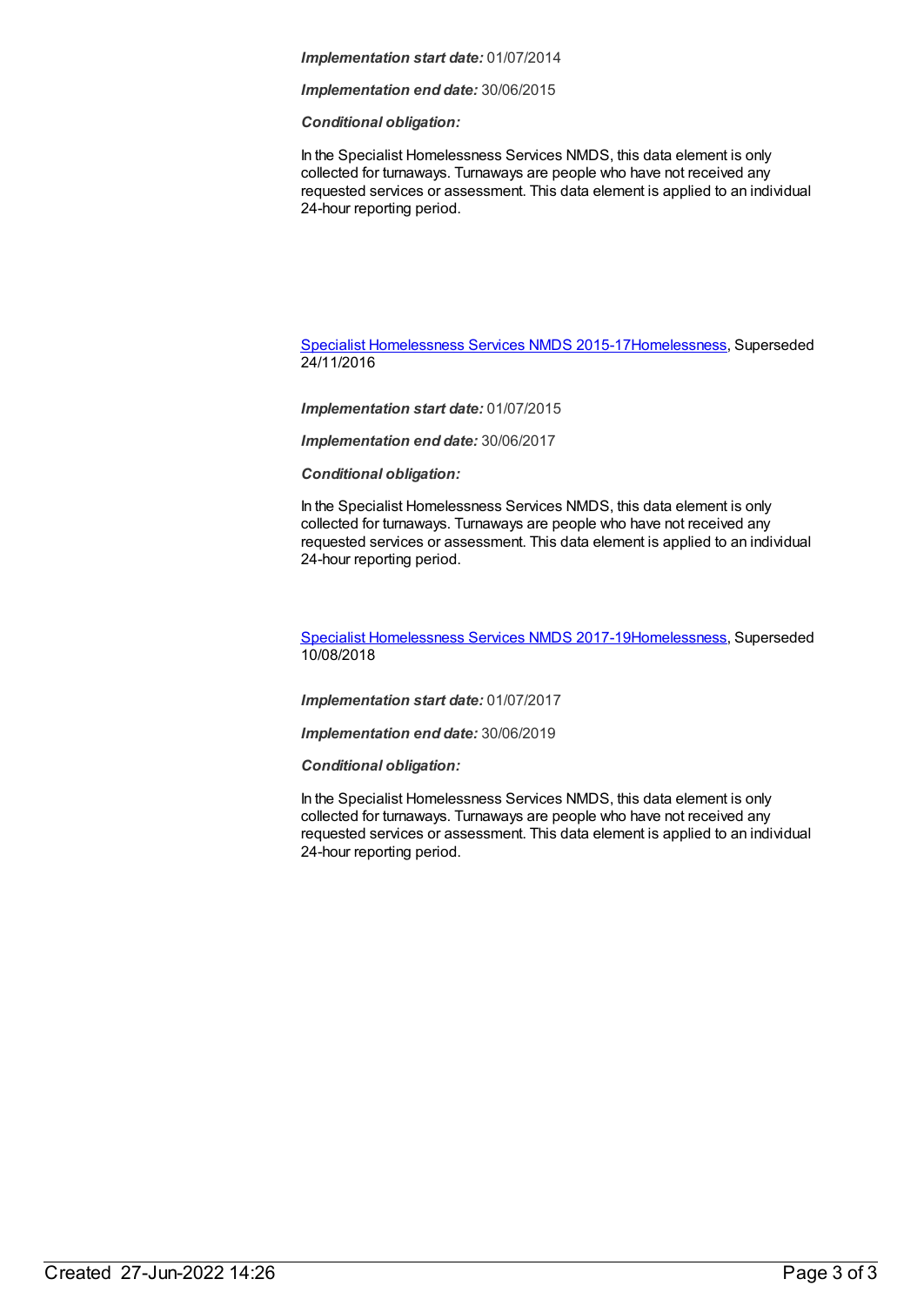***Implementation start date:*** 01/07/2014

***Implementation end date:*** 30/06/2015

***Conditional obligation:***

In the Specialist Homelessness Services NMDS, this data element is only collected for turnaways. Turnaways are people who have not received any requested services or assessment. This data element is applied to an individual 24-hour reporting period.

Specialist Homelessness Services NMDS 2015-17Homelessness, Superseded 24/11/2016

***Implementation start date:*** 01/07/2015

***Implementation end date:*** 30/06/2017

***Conditional obligation:***

In the Specialist Homelessness Services NMDS, this data element is only collected for turnaways. Turnaways are people who have not received any requested services or assessment. This data element is applied to an individual 24-hour reporting period.

Specialist Homelessness Services NMDS 2017-19Homelessness, Superseded 10/08/2018

***Implementation start date:*** 01/07/2017

***Implementation end date:*** 30/06/2019

***Conditional obligation:***

In the Specialist Homelessness Services NMDS, this data element is only collected for turnaways. Turnaways are people who have not received any requested services or assessment. This data element is applied to an individual 24-hour reporting period.